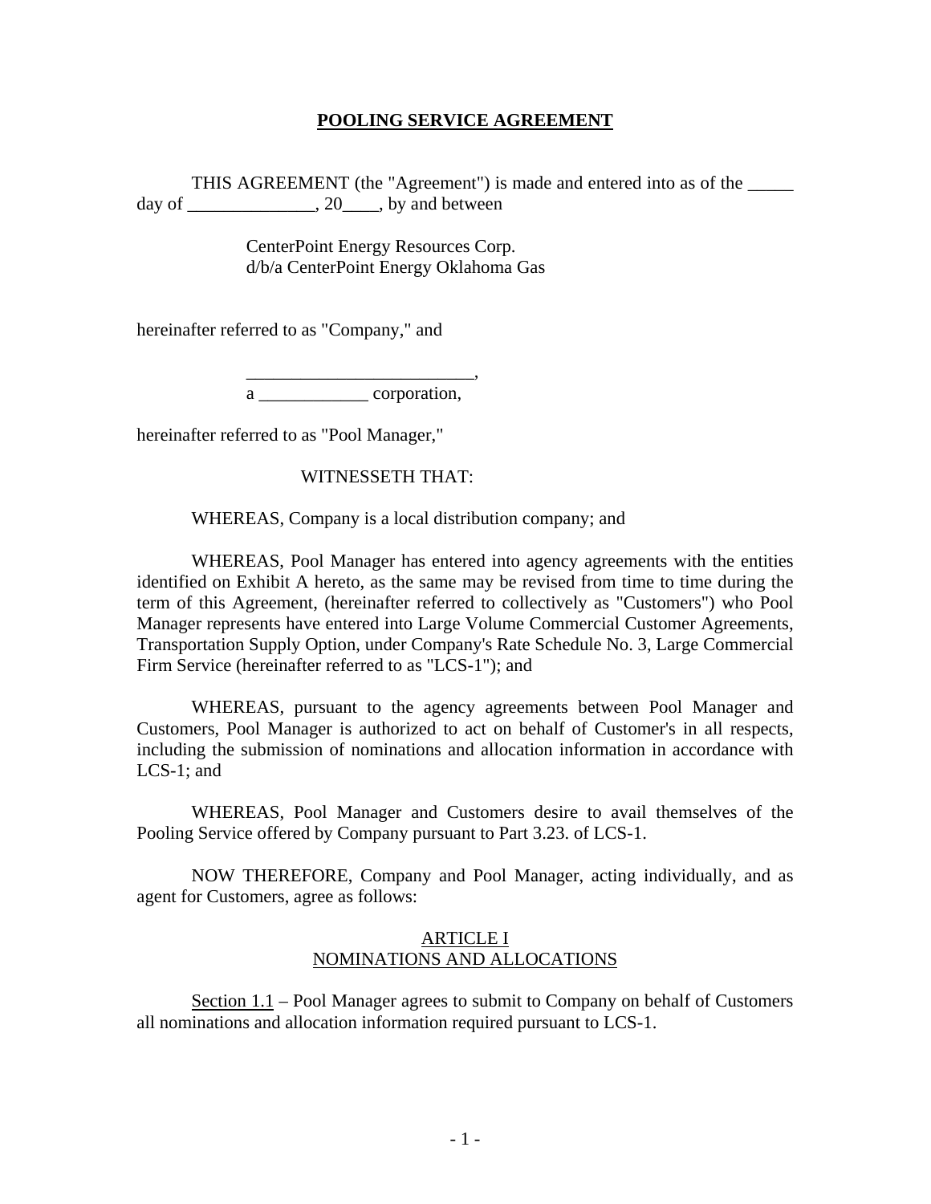# POOLING SERVICE AGREEMENT

THIS AGREEMENT (the "Agreement") is made and entered into as of the _____ day of ______________, 20____, by and between

CenterPoint Energy Resources Corp.
d/b/a CenterPoint Energy Oklahoma Gas

hereinafter referred to as "Company," and

_________________________,
a ____________ corporation,

hereinafter referred to as "Pool Manager,"

WITNESSETH THAT:

WHEREAS, Company is a local distribution company; and

WHEREAS, Pool Manager has entered into agency agreements with the entities identified on Exhibit A hereto, as the same may be revised from time to time during the term of this Agreement, (hereinafter referred to collectively as "Customers") who Pool Manager represents have entered into Large Volume Commercial Customer Agreements, Transportation Supply Option, under Company's Rate Schedule No. 3, Large Commercial Firm Service (hereinafter referred to as "LCS-1"); and

WHEREAS, pursuant to the agency agreements between Pool Manager and Customers, Pool Manager is authorized to act on behalf of Customer's in all respects, including the submission of nominations and allocation information in accordance with LCS-1; and

WHEREAS, Pool Manager and Customers desire to avail themselves of the Pooling Service offered by Company pursuant to Part 3.23. of LCS-1.

NOW THEREFORE, Company and Pool Manager, acting individually, and as agent for Customers, agree as follows:

## ARTICLE I
## NOMINATIONS AND ALLOCATIONS

Section 1.1 – Pool Manager agrees to submit to Company on behalf of Customers all nominations and allocation information required pursuant to LCS-1.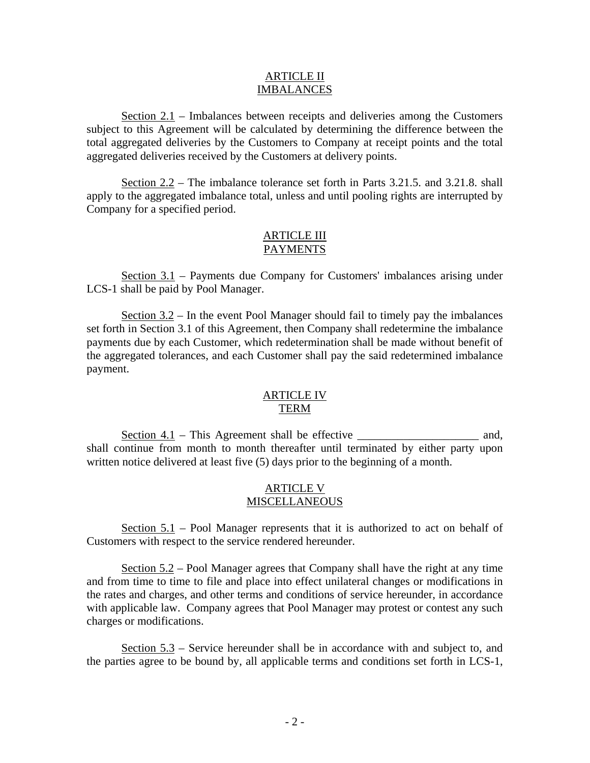## ARTICLE II
## IMBALANCES

Section 2.1 – Imbalances between receipts and deliveries among the Customers subject to this Agreement will be calculated by determining the difference between the total aggregated deliveries by the Customers to Company at receipt points and the total aggregated deliveries received by the Customers at delivery points.

Section 2.2 – The imbalance tolerance set forth in Parts 3.21.5. and 3.21.8. shall apply to the aggregated imbalance total, unless and until pooling rights are interrupted by Company for a specified period.

## ARTICLE III
## PAYMENTS

Section 3.1 – Payments due Company for Customers' imbalances arising under LCS-1 shall be paid by Pool Manager.

Section 3.2 – In the event Pool Manager should fail to timely pay the imbalances set forth in Section 3.1 of this Agreement, then Company shall redetermine the imbalance payments due by each Customer, which redetermination shall be made without benefit of the aggregated tolerances, and each Customer shall pay the said redetermined imbalance payment.

## ARTICLE IV
## TERM

Section 4.1 – This Agreement shall be effective _____________________ and, shall continue from month to month thereafter until terminated by either party upon written notice delivered at least five (5) days prior to the beginning of a month.

## ARTICLE V
## MISCELLANEOUS

Section 5.1 – Pool Manager represents that it is authorized to act on behalf of Customers with respect to the service rendered hereunder.

Section 5.2 – Pool Manager agrees that Company shall have the right at any time and from time to time to file and place into effect unilateral changes or modifications in the rates and charges, and other terms and conditions of service hereunder, in accordance with applicable law. Company agrees that Pool Manager may protest or contest any such charges or modifications.

Section 5.3 – Service hereunder shall be in accordance with and subject to, and the parties agree to be bound by, all applicable terms and conditions set forth in LCS-1,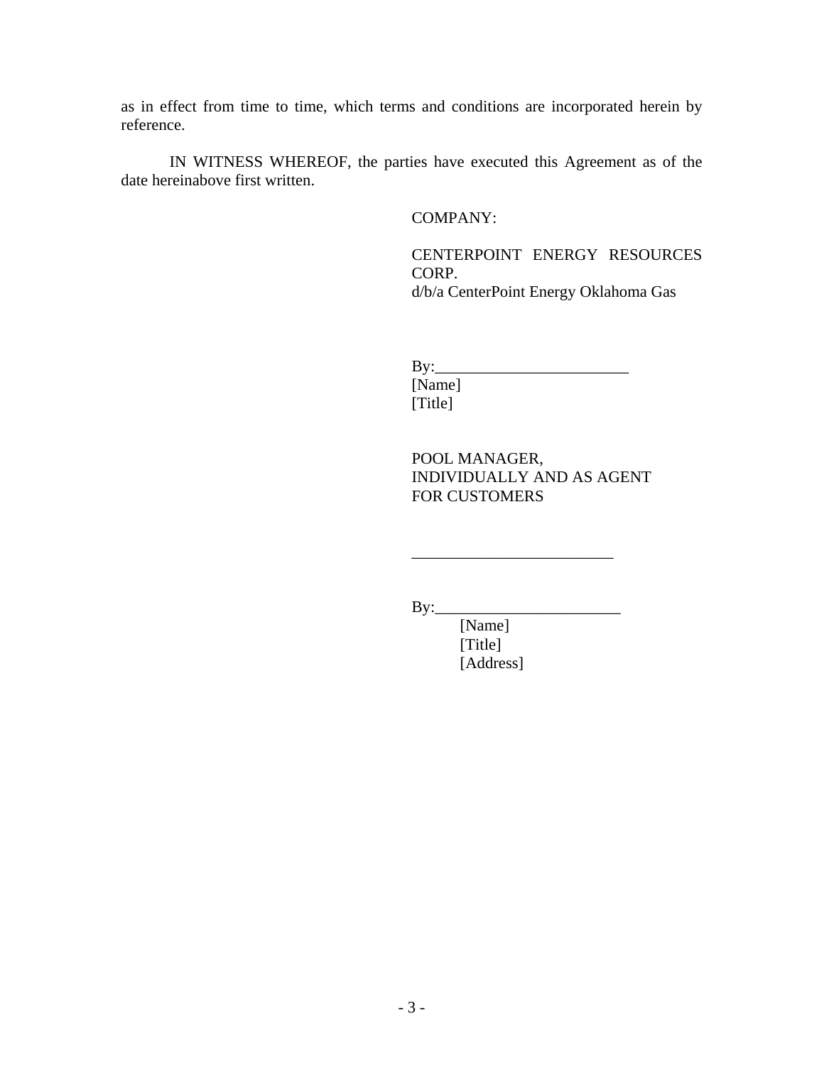as in effect from time to time, which terms and conditions are incorporated herein by reference.

IN WITNESS WHEREOF, the parties have executed this Agreement as of the date hereinabove first written.

COMPANY:

CENTERPOINT ENERGY RESOURCES CORP.
d/b/a CenterPoint Energy Oklahoma Gas

By:________________________
[Name]
[Title]

POOL MANAGER,
INDIVIDUALLY AND AS AGENT
FOR CUSTOMERS

________________________

By:_______________________
[Name]
[Title]
[Address]